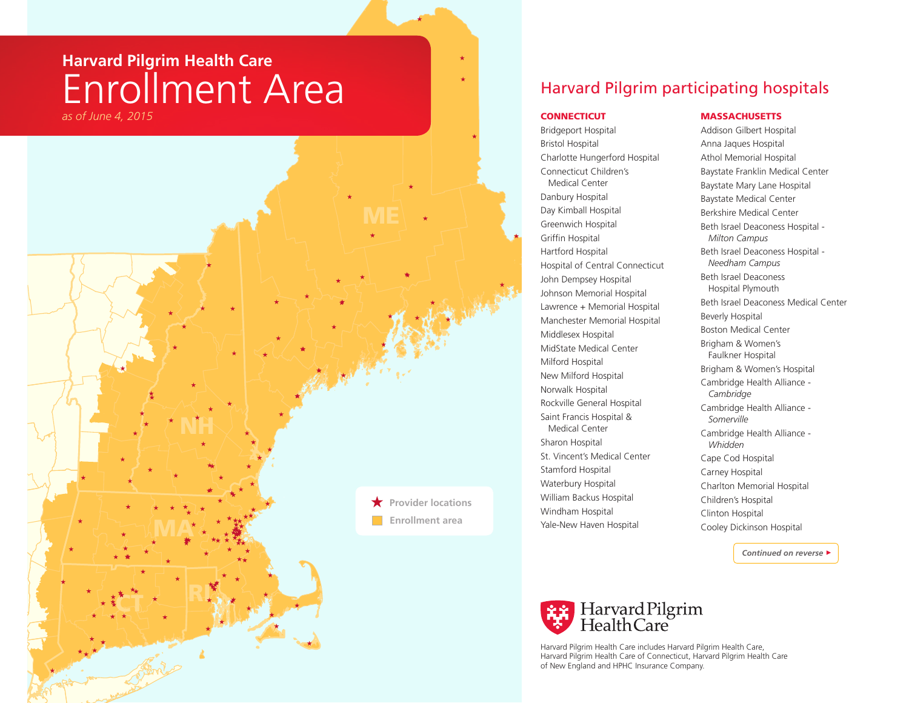# Harvard Pilgrim Health Care

# Enrollment Area

*as of June 4, 2015*

★ Provider locations

Enrollment area

## Harvard Pilgrim participating hospitals

### CONNECTICUT

- Bridgeport Hospital
- Bristol Hospital
- Charlotte Hungerford Hospital
- Connecticut Children's Medical Center
- Danbury Hospital
- Day Kimball Hospital
- Greenwich Hospital
- Griffin Hospital
- Hartford Hospital
- Hospital of Central Connecticut
- John Dempsey Hospital
- Johnson Memorial Hospital
- Lawrence + Memorial Hospital
- Manchester Memorial Hospital
- Middlesex Hospital
- MidState Medical Center
- Milford Hospital
- New Milford Hospital
- Norwalk Hospital
- Rockville General Hospital
- Saint Francis Hospital & Medical Center
- Sharon Hospital
- St. Vincent's Medical Center
- Stamford Hospital
- Waterbury Hospital
- William Backus Hospital
- Windham Hospital
- Yale-New Haven Hospital

### MASSACHUSETTS

- Addison Gilbert Hospital
- Anna Jaques Hospital
- Athol Memorial Hospital
- Baystate Franklin Medical Center
- Baystate Mary Lane Hospital
- Baystate Medical Center
- Berkshire Medical Center
- Beth Israel Deaconess Hospital - *Milton Campus*
- Beth Israel Deaconess Hospital - *Needham Campus*
- Beth Israel Deaconess Hospital Plymouth
- Beth Israel Deaconess Medical Center
- Beverly Hospital
- Boston Medical Center
- Brigham & Women's Faulkner Hospital
- Brigham & Women's Hospital
- Cambridge Health Alliance - *Cambridge*
- Cambridge Health Alliance - *Somerville*
- Cambridge Health Alliance - *Whidden*
- Cape Cod Hospital
- Carney Hospital
- Charlton Memorial Hospital
- Children's Hospital
- Clinton Hospital
- Cooley Dickinson Hospital

*Continued on reverse* ▸

Harvard Pilgrim Health Care

Harvard Pilgrim Health Care includes Harvard Pilgrim Health Care, Harvard Pilgrim Health Care of Connecticut, Harvard Pilgrim Health Care of New England and HPHC Insurance Company.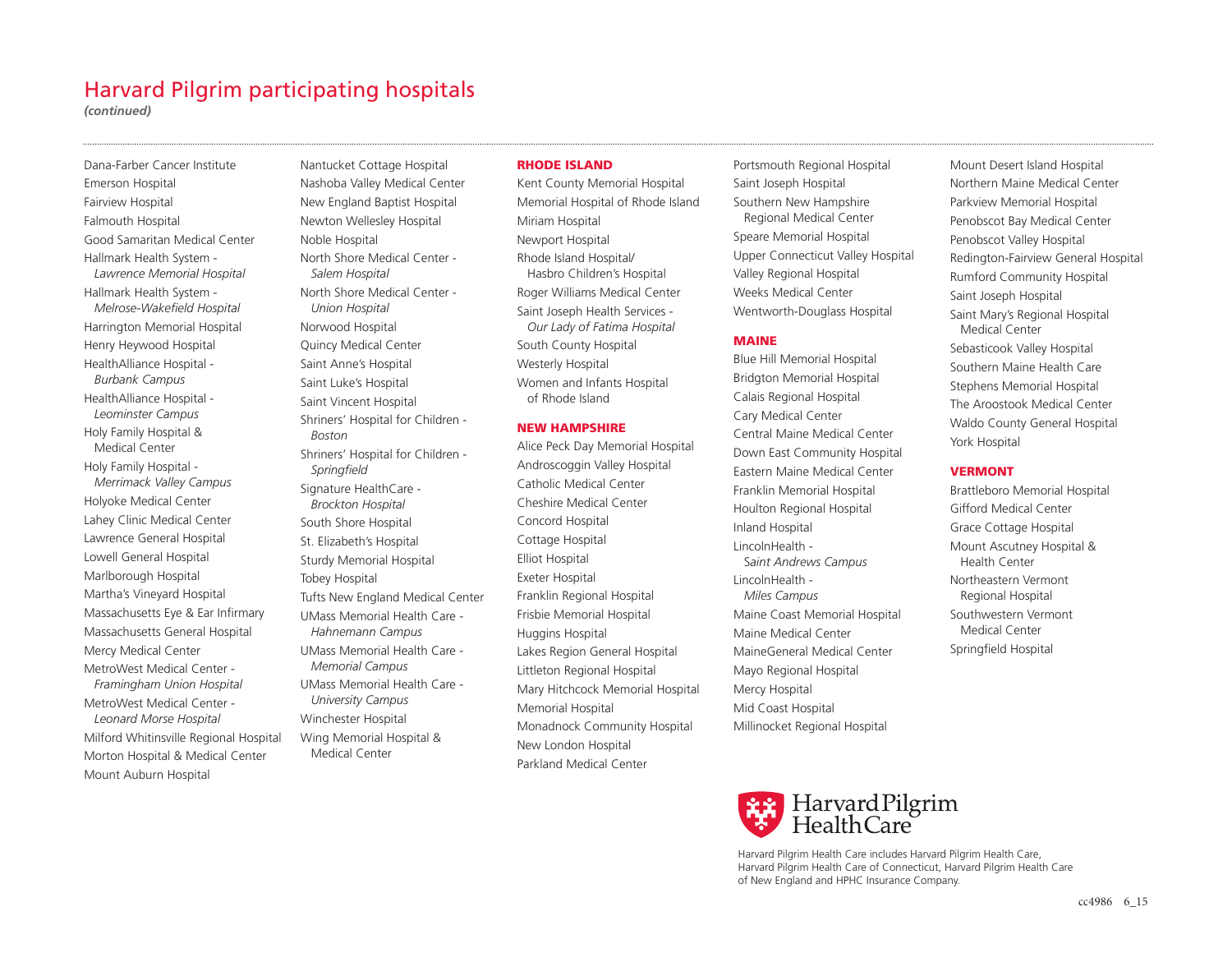# Harvard Pilgrim participating hospitals

***(continued)***

- Dana-Farber Cancer Institute
- Emerson Hospital
- Fairview Hospital
- Falmouth Hospital
- Good Samaritan Medical Center
- Hallmark Health System - *Lawrence Memorial Hospital*
- Hallmark Health System - *Melrose-Wakefield Hospital*
- Harrington Memorial Hospital
- Henry Heywood Hospital
- HealthAlliance Hospital - *Burbank Campus*
- HealthAlliance Hospital - *Leominster Campus*
- Holy Family Hospital & Medical Center
- Holy Family Hospital - *Merrimack Valley Campus*
- Holyoke Medical Center
- Lahey Clinic Medical Center
- Lawrence General Hospital
- Lowell General Hospital
- Marlborough Hospital
- Martha's Vineyard Hospital
- Massachusetts Eye & Ear Infirmary
- Massachusetts General Hospital
- Mercy Medical Center
- MetroWest Medical Center - *Framingham Union Hospital*
- MetroWest Medical Center - *Leonard Morse Hospital*
- Milford Whitinsville Regional Hospital
- Morton Hospital & Medical Center
- Mount Auburn Hospital
- Nantucket Cottage Hospital
- Nashoba Valley Medical Center
- New England Baptist Hospital
- Newton Wellesley Hospital
- Noble Hospital
- North Shore Medical Center - *Salem Hospital*
- North Shore Medical Center - *Union Hospital*
- Norwood Hospital
- Quincy Medical Center
- Saint Anne's Hospital
- Saint Luke's Hospital
- Saint Vincent Hospital
- Shriners' Hospital for Children - *Boston*
- Shriners' Hospital for Children - *Springfield*
- Signature HealthCare - *Brockton Hospital*
- South Shore Hospital
- St. Elizabeth's Hospital
- Sturdy Memorial Hospital
- Tobey Hospital
- Tufts New England Medical Center
- UMass Memorial Health Care - *Hahnemann Campus*
- UMass Memorial Health Care - *Memorial Campus*
- UMass Memorial Health Care - *University Campus*
- Winchester Hospital
- Wing Memorial Hospital & Medical Center

## RHODE ISLAND

- Kent County Memorial Hospital
- Memorial Hospital of Rhode Island
- Miriam Hospital
- Newport Hospital
- Rhode Island Hospital/ Hasbro Children's Hospital
- Roger Williams Medical Center
- Saint Joseph Health Services - *Our Lady of Fatima Hospital*
- South County Hospital
- Westerly Hospital
- Women and Infants Hospital of Rhode Island

## NEW HAMPSHIRE

- Alice Peck Day Memorial Hospital
- Androscoggin Valley Hospital
- Catholic Medical Center
- Cheshire Medical Center
- Concord Hospital
- Cottage Hospital
- Elliot Hospital
- Exeter Hospital
- Franklin Regional Hospital
- Frisbie Memorial Hospital
- Huggins Hospital
- Lakes Region General Hospital
- Littleton Regional Hospital
- Mary Hitchcock Memorial Hospital
- Memorial Hospital
- Monadnock Community Hospital
- New London Hospital
- Parkland Medical Center
- Portsmouth Regional Hospital
- Saint Joseph Hospital
- Southern New Hampshire Regional Medical Center
- Speare Memorial Hospital
- Upper Connecticut Valley Hospital
- Valley Regional Hospital
- Weeks Medical Center
- Wentworth-Douglass Hospital

## MAINE

- Blue Hill Memorial Hospital
- Bridgton Memorial Hospital
- Calais Regional Hospital
- Cary Medical Center
- Central Maine Medical Center
- Down East Community Hospital
- Eastern Maine Medical Center
- Franklin Memorial Hospital
- Houlton Regional Hospital
- Inland Hospital
- LincolnHealth - *Saint Andrews Campus*
- LincolnHealth - *Miles Campus*
- Maine Coast Memorial Hospital
- Maine Medical Center
- MaineGeneral Medical Center
- Mayo Regional Hospital
- Mercy Hospital
- Mid Coast Hospital
- Millinocket Regional Hospital
- Mount Desert Island Hospital
- Northern Maine Medical Center
- Parkview Memorial Hospital
- Penobscot Bay Medical Center
- Penobscot Valley Hospital
- Redington-Fairview General Hospital
- Rumford Community Hospital
- Saint Joseph Hospital
- Saint Mary's Regional Hospital Medical Center
- Sebasticook Valley Hospital
- Southern Maine Health Care
- Stephens Memorial Hospital
- The Aroostook Medical Center
- Waldo County General Hospital
- York Hospital

## VERMONT

- Brattleboro Memorial Hospital
- Gifford Medical Center
- Grace Cottage Hospital
- Mount Ascutney Hospital & Health Center
- Northeastern Vermont Regional Hospital
- Southwestern Vermont Medical Center
- Springfield Hospital

Harvard Pilgrim Health Care

Harvard Pilgrim Health Care includes Harvard Pilgrim Health Care, Harvard Pilgrim Health Care of Connecticut, Harvard Pilgrim Health Care of New England and HPHC Insurance Company.

cc4986 6_15